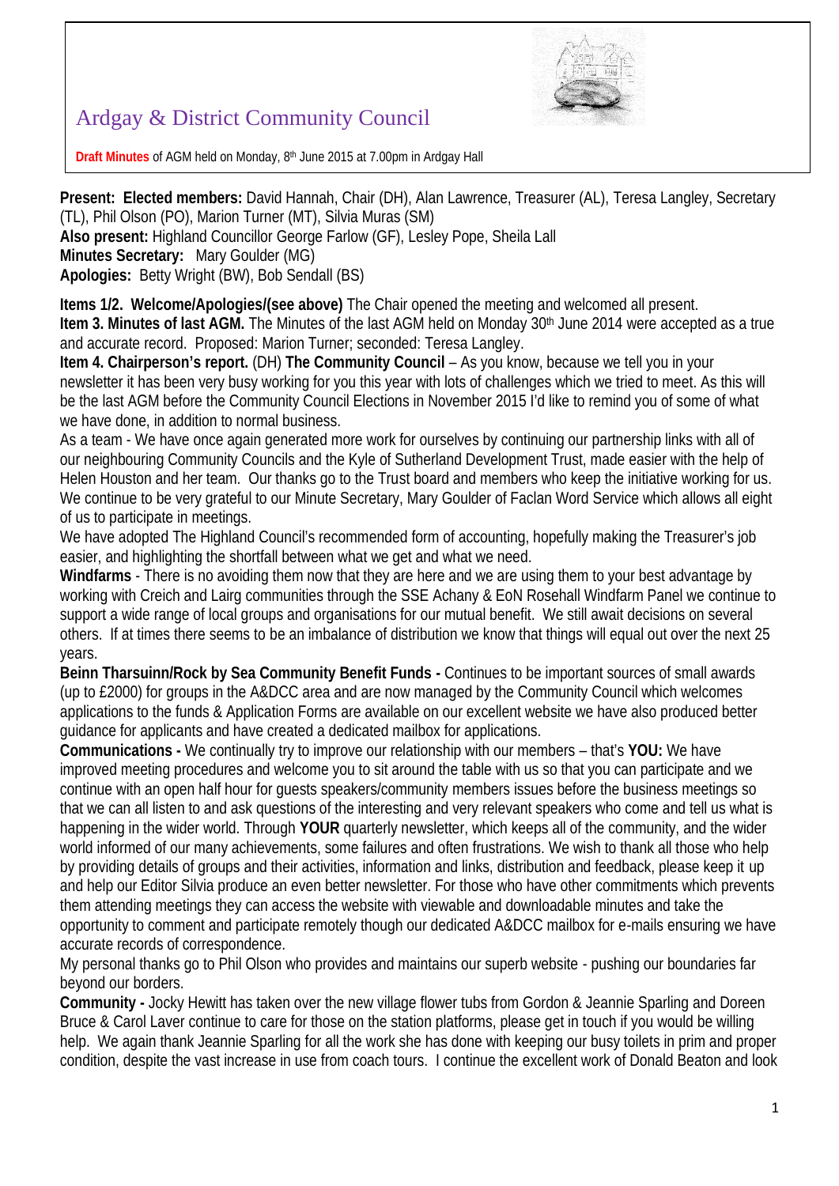# Ardgay & District Community Council

**Draft Minutes** of AGM held on Monday, 8th June 2015 at 7.00pm in Ardgay Hall

**Present: Elected members:** David Hannah, Chair (DH), Alan Lawrence, Treasurer (AL), Teresa Langley, Secretary (TL), Phil Olson (PO), Marion Turner (MT), Silvia Muras (SM)
**Also present:** Highland Councillor George Farlow (GF), Lesley Pope, Sheila Lall
**Minutes Secretary:** Mary Goulder (MG)
**Apologies:** Betty Wright (BW), Bob Sendall (BS)

**Items 1/2. Welcome/Apologies/(see above)** The Chair opened the meeting and welcomed all present.
**Item 3. Minutes of last AGM.** The Minutes of the last AGM held on Monday 30th June 2014 were accepted as a true and accurate record. Proposed: Marion Turner; seconded: Teresa Langley.
**Item 4. Chairperson's report.** (DH) **The Community Council** – As you know, because we tell you in your newsletter it has been very busy working for you this year with lots of challenges which we tried to meet. As this will be the last AGM before the Community Council Elections in November 2015 I'd like to remind you of some of what we have done, in addition to normal business.
As a team - We have once again generated more work for ourselves by continuing our partnership links with all of our neighbouring Community Councils and the Kyle of Sutherland Development Trust, made easier with the help of Helen Houston and her team. Our thanks go to the Trust board and members who keep the initiative working for us. We continue to be very grateful to our Minute Secretary, Mary Goulder of Faclan Word Service which allows all eight of us to participate in meetings.
We have adopted The Highland Council's recommended form of accounting, hopefully making the Treasurer's job easier, and highlighting the shortfall between what we get and what we need.
**Windfarms** - There is no avoiding them now that they are here and we are using them to your best advantage by working with Creich and Lairg communities through the SSE Achany & EoN Rosehall Windfarm Panel we continue to support a wide range of local groups and organisations for our mutual benefit. We still await decisions on several others. If at times there seems to be an imbalance of distribution we know that things will equal out over the next 25 years.
**Beinn Tharsuinn/Rock by Sea Community Benefit Funds -** Continues to be important sources of small awards (up to £2000) for groups in the A&DCC area and are now managed by the Community Council which welcomes applications to the funds & Application Forms are available on our excellent website we have also produced better guidance for applicants and have created a dedicated mailbox for applications.
**Communications -** We continually try to improve our relationship with our members – that's **YOU:** We have improved meeting procedures and welcome you to sit around the table with us so that you can participate and we continue with an open half hour for guests speakers/community members issues before the business meetings so that we can all listen to and ask questions of the interesting and very relevant speakers who come and tell us what is happening in the wider world. Through **YOUR** quarterly newsletter, which keeps all of the community, and the wider world informed of our many achievements, some failures and often frustrations. We wish to thank all those who help by providing details of groups and their activities, information and links, distribution and feedback, please keep it up and help our Editor Silvia produce an even better newsletter. For those who have other commitments which prevents them attending meetings they can access the website with viewable and downloadable minutes and take the opportunity to comment and participate remotely though our dedicated A&DCC mailbox for e-mails ensuring we have accurate records of correspondence.
My personal thanks go to Phil Olson who provides and maintains our superb website - pushing our boundaries far beyond our borders.
**Community -** Jocky Hewitt has taken over the new village flower tubs from Gordon & Jeannie Sparling and Doreen Bruce & Carol Laver continue to care for those on the station platforms, please get in touch if you would be willing help. We again thank Jeannie Sparling for all the work she has done with keeping our busy toilets in prim and proper condition, despite the vast increase in use from coach tours. I continue the excellent work of Donald Beaton and look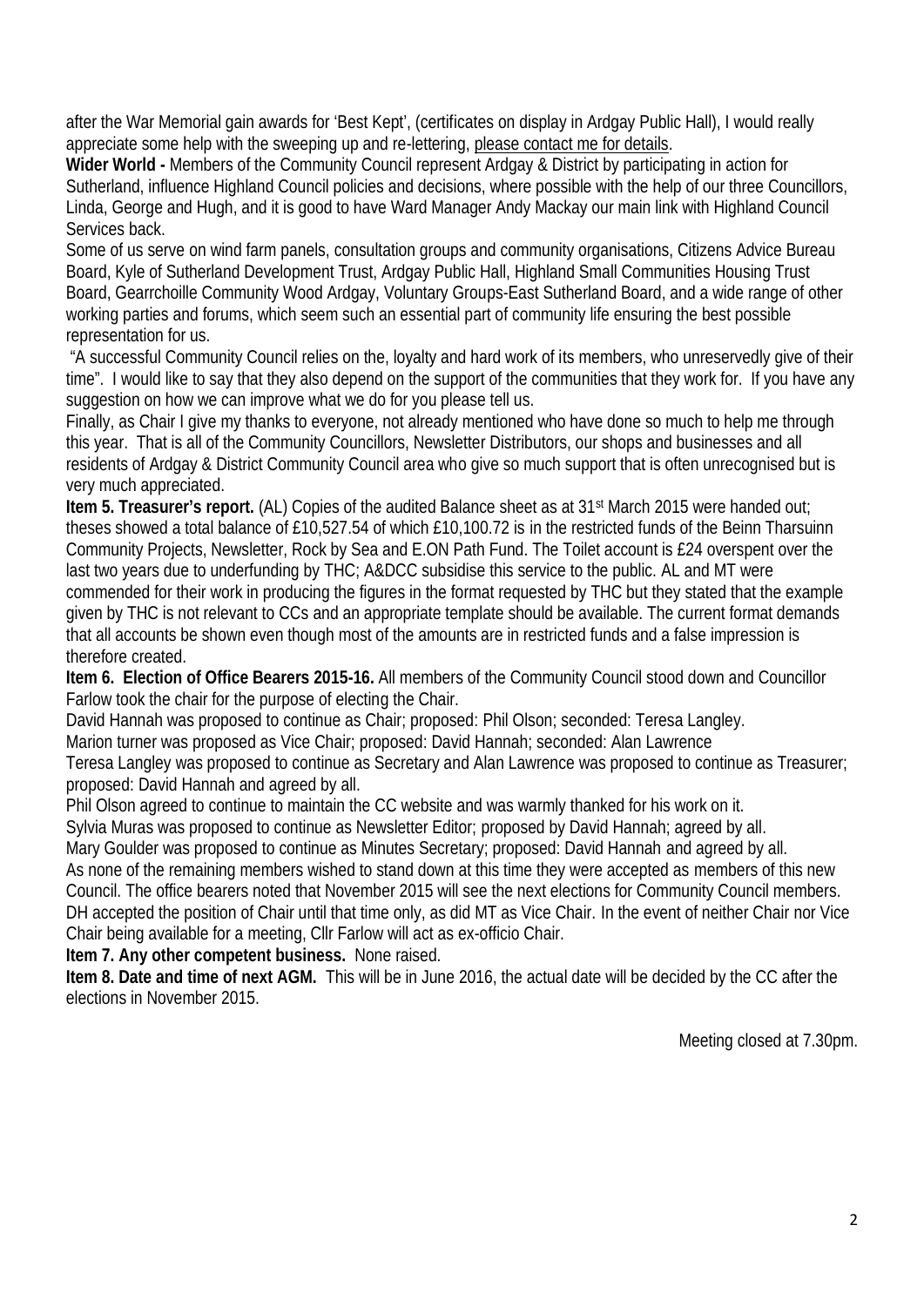after the War Memorial gain awards for 'Best Kept', (certificates on display in Ardgay Public Hall), I would really appreciate some help with the sweeping up and re-lettering, please contact me for details.

**Wider World -** Members of the Community Council represent Ardgay & District by participating in action for Sutherland, influence Highland Council policies and decisions, where possible with the help of our three Councillors, Linda, George and Hugh, and it is good to have Ward Manager Andy Mackay our main link with Highland Council Services back.

Some of us serve on wind farm panels, consultation groups and community organisations, Citizens Advice Bureau Board, Kyle of Sutherland Development Trust, Ardgay Public Hall, Highland Small Communities Housing Trust Board, Gearrchoille Community Wood Ardgay, Voluntary Groups-East Sutherland Board, and a wide range of other working parties and forums, which seem such an essential part of community life ensuring the best possible representation for us.

"A successful Community Council relies on the, loyalty and hard work of its members, who unreservedly give of their time". I would like to say that they also depend on the support of the communities that they work for. If you have any suggestion on how we can improve what we do for you please tell us.

Finally, as Chair I give my thanks to everyone, not already mentioned who have done so much to help me through this year. That is all of the Community Councillors, Newsletter Distributors, our shops and businesses and all residents of Ardgay & District Community Council area who give so much support that is often unrecognised but is very much appreciated.

**Item 5. Treasurer's report.** (AL) Copies of the audited Balance sheet as at 31st March 2015 were handed out; theses showed a total balance of £10,527.54 of which £10,100.72 is in the restricted funds of the Beinn Tharsuinn Community Projects, Newsletter, Rock by Sea and E.ON Path Fund. The Toilet account is £24 overspent over the last two years due to underfunding by THC; A&DCC subsidise this service to the public. AL and MT were commended for their work in producing the figures in the format requested by THC but they stated that the example given by THC is not relevant to CCs and an appropriate template should be available. The current format demands that all accounts be shown even though most of the amounts are in restricted funds and a false impression is therefore created.

**Item 6. Election of Office Bearers 2015-16.** All members of the Community Council stood down and Councillor Farlow took the chair for the purpose of electing the Chair.

David Hannah was proposed to continue as Chair; proposed: Phil Olson; seconded: Teresa Langley.

Marion turner was proposed as Vice Chair; proposed: David Hannah; seconded: Alan Lawrence

Teresa Langley was proposed to continue as Secretary and Alan Lawrence was proposed to continue as Treasurer; proposed: David Hannah and agreed by all.

Phil Olson agreed to continue to maintain the CC website and was warmly thanked for his work on it.

Sylvia Muras was proposed to continue as Newsletter Editor; proposed by David Hannah; agreed by all.

Mary Goulder was proposed to continue as Minutes Secretary; proposed: David Hannah and agreed by all.

As none of the remaining members wished to stand down at this time they were accepted as members of this new Council. The office bearers noted that November 2015 will see the next elections for Community Council members. DH accepted the position of Chair until that time only, as did MT as Vice Chair. In the event of neither Chair nor Vice Chair being available for a meeting, Cllr Farlow will act as ex-officio Chair.

**Item 7. Any other competent business.** None raised.

**Item 8. Date and time of next AGM.** This will be in June 2016, the actual date will be decided by the CC after the elections in November 2015.

Meeting closed at 7.30pm.